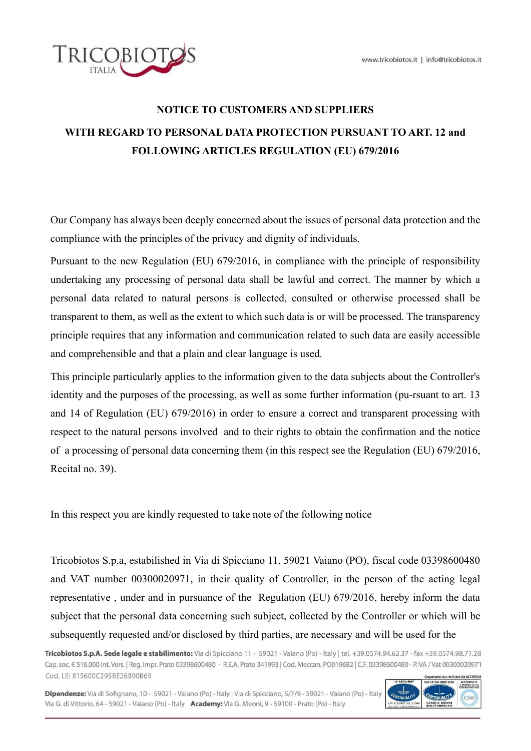## NOTICE TO CUSTOMERS AND SUPPLIERS

## WITH REGARD TO PERSONAL DATA PROTECTION PURSUANT TO ART. 12 and FOLLOWING ARTICLES REGULATION (EU) 679/2016

Our Company has always been deeply concerned about the issues of personal data protection and the compliance with the principles of the privacy and dignity of individuals.

Pursuant to the new Regulation (EU) 679/2016, in compliance with the principle of responsibility undertaking any processing of personal data shall be lawful and correct. The manner by which a personal data related to natural persons is collected, consulted or otherwise processed shall be transparent to them, as well as the extent to which such data is or will be processed. The transparency principle requires that any information and communication related to such data are easily accessible and comprehensible and that a plain and clear language is used.

This principle particularly applies to the information given to the data subjects about the Controller's identity and the purposes of the processing, as well as some further information (pu-rsuant to art. 13 and 14 of Regulation (EU) 679/2016) in order to ensure a correct and transparent processing with respect to the natural persons involved and to their rights to obtain the confirmation and the notice of a processing of personal data concerning them (in this respect see the Regulation (EU) 679/2016, Recital no. 39).

In this respect you are kindly requested to take note of the following notice

Tricobiotos S.p.a, estabilished in Via di Spicciano 11, 59021 Vaiano (PO), fiscal code 03398600480 and VAT number 00300020971, in their quality of Controller, in the person of the acting legal representative , under and in pursuance of the Regulation (EU) 679/2016, hereby inform the data subject that the personal data concerning such subject, collected by the Controller or which will be subsequently requested and/or disclosed by third parties, are necessary and will be used for the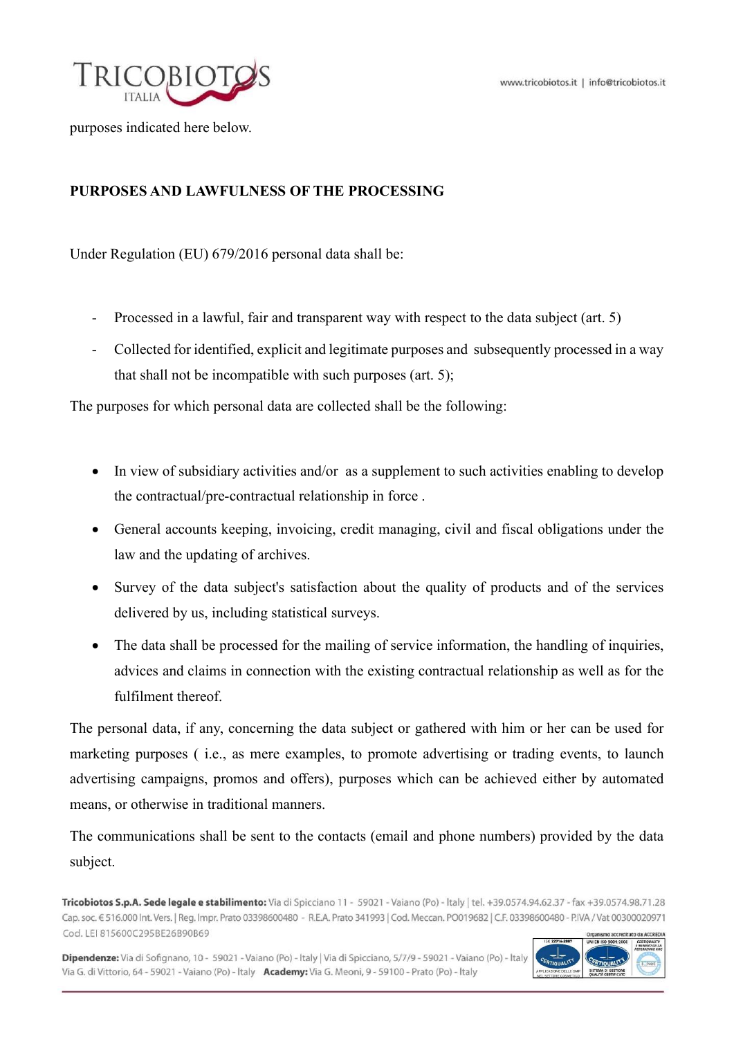purposes indicated here below.

**PURPOSES AND LAWFULNESS OF THE PROCESSING**

Under Regulation (EU) 679/2016 personal data shall be:

- Processed in a lawful, fair and transparent way with respect to the data subject (art. 5)
- Collected for identified, explicit and legitimate purposes and subsequently processed in a way that shall not be incompatible with such purposes (art. 5);

The purposes for which personal data are collected shall be the following:

- In view of subsidiary activities and/or as a supplement to such activities enabling to develop the contractual/pre-contractual relationship in force .
- General accounts keeping, invoicing, credit managing, civil and fiscal obligations under the law and the updating of archives.
- Survey of the data subject's satisfaction about the quality of products and of the services delivered by us, including statistical surveys.
- The data shall be processed for the mailing of service information, the handling of inquiries, advices and claims in connection with the existing contractual relationship as well as for the fulfilment thereof.

The personal data, if any, concerning the data subject or gathered with him or her can be used for marketing purposes ( i.e., as mere examples, to promote advertising or trading events, to launch advertising campaigns, promos and offers), purposes which can be achieved either by automated means, or otherwise in traditional manners.

The communications shall be sent to the contacts (email and phone numbers) provided by the data subject.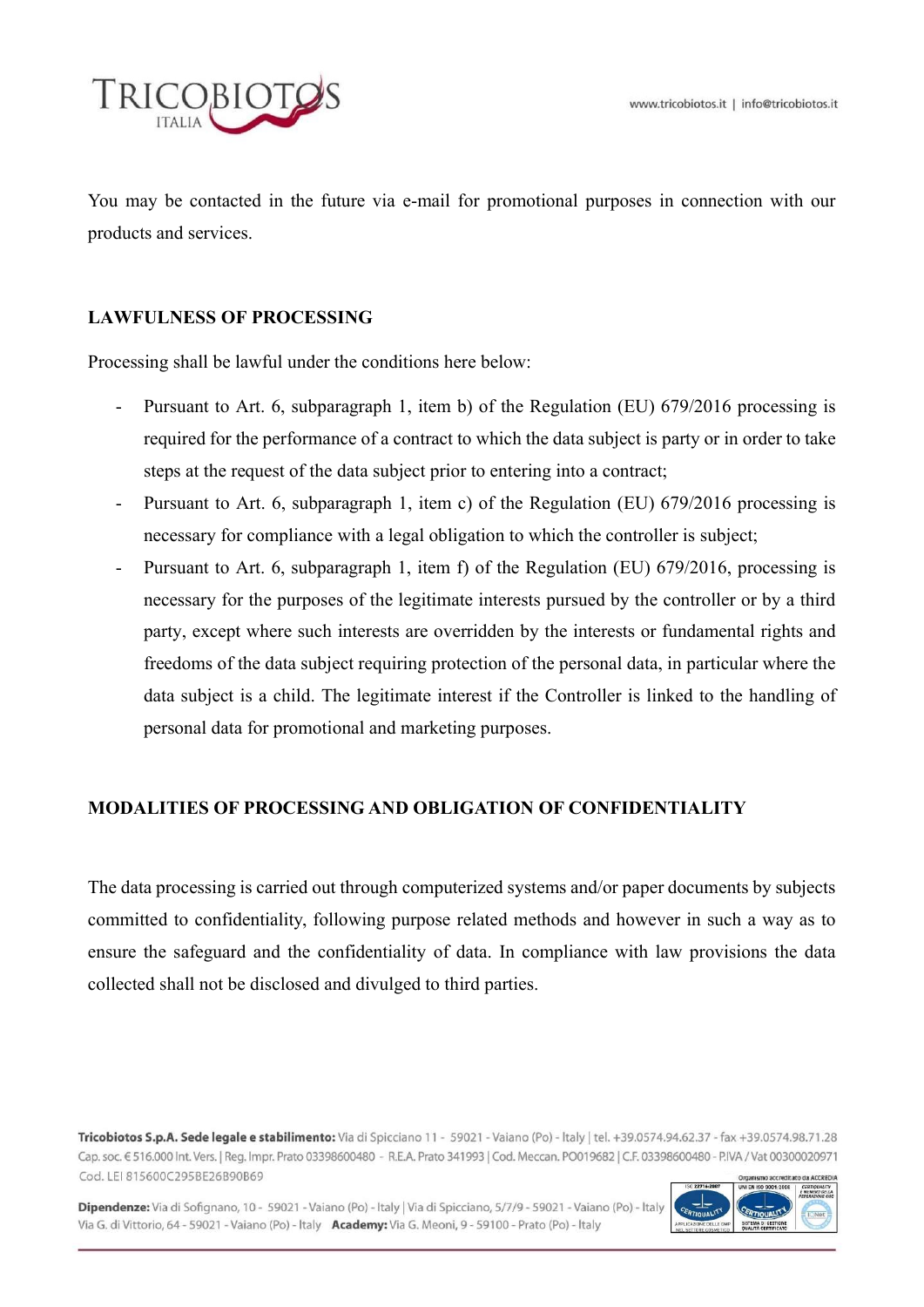You may be contacted in the future via e-mail for promotional purposes in connection with our products and services.

## LAWFULNESS OF PROCESSING

Processing shall be lawful under the conditions here below:

- Pursuant to Art. 6, subparagraph 1, item b) of the Regulation (EU) 679/2016 processing is required for the performance of a contract to which the data subject is party or in order to take steps at the request of the data subject prior to entering into a contract;
- Pursuant to Art. 6, subparagraph 1, item c) of the Regulation (EU) 679/2016 processing is necessary for compliance with a legal obligation to which the controller is subject;
- Pursuant to Art. 6, subparagraph 1, item f) of the Regulation (EU) 679/2016, processing is necessary for the purposes of the legitimate interests pursued by the controller or by a third party, except where such interests are overridden by the interests or fundamental rights and freedoms of the data subject requiring protection of the personal data, in particular where the data subject is a child. The legitimate interest if the Controller is linked to the handling of personal data for promotional and marketing purposes.

## MODALITIES OF PROCESSING AND OBLIGATION OF CONFIDENTIALITY

The data processing is carried out through computerized systems and/or paper documents by subjects committed to confidentiality, following purpose related methods and however in such a way as to ensure the safeguard and the confidentiality of data. In compliance with law provisions the data collected shall not be disclosed and divulged to third parties.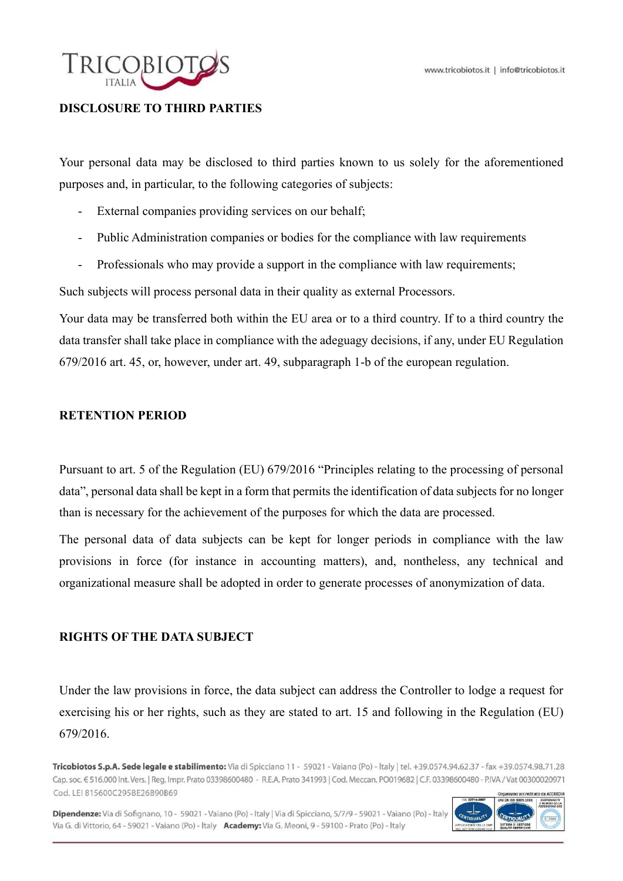## DISCLOSURE TO THIRD PARTIES

Your personal data may be disclosed to third parties known to us solely for the aforementioned purposes and, in particular, to the following categories of subjects:

- External companies providing services on our behalf;
- Public Administration companies or bodies for the compliance with law requirements
- Professionals who may provide a support in the compliance with law requirements;

Such subjects will process personal data in their quality as external Processors.

Your data may be transferred both within the EU area or to a third country. If to a third country the data transfer shall take place in compliance with the adeguagy decisions, if any, under EU Regulation 679/2016 art. 45, or, however, under art. 49, subparagraph 1-b of the european regulation.

## RETENTION PERIOD

Pursuant to art. 5 of the Regulation (EU) 679/2016 "Principles relating to the processing of personal data", personal data shall be kept in a form that permits the identification of data subjects for no longer than is necessary for the achievement of the purposes for which the data are processed.

The personal data of data subjects can be kept for longer periods in compliance with the law provisions in force (for instance in accounting matters), and, nontheless, any technical and organizational measure shall be adopted in order to generate processes of anonymization of data.

## RIGHTS OF THE DATA SUBJECT

Under the law provisions in force, the data subject can address the Controller to lodge a request for exercising his or her rights, such as they are stated to art. 15 and following in the Regulation (EU) 679/2016.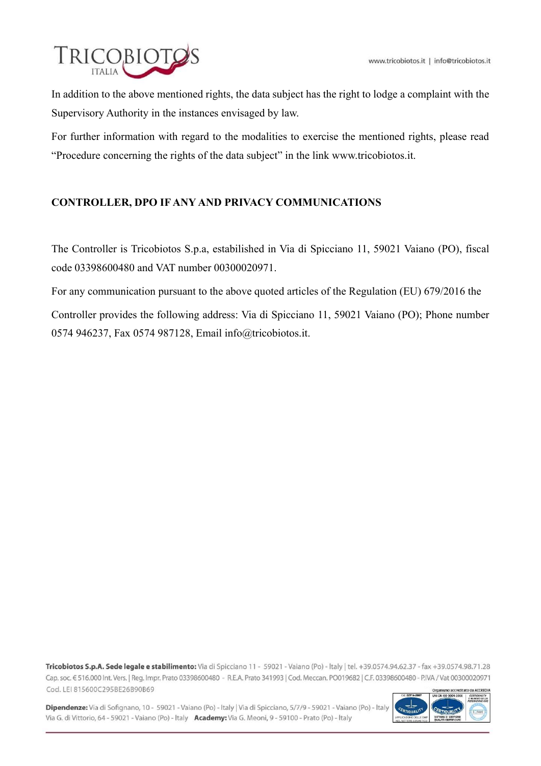In addition to the above mentioned rights, the data subject has the right to lodge a complaint with the Supervisory Authority in the instances envisaged by law.

For further information with regard to the modalities to exercise the mentioned rights, please read "Procedure concerning the rights of the data subject" in the link www.tricobiotos.it.

**CONTROLLER, DPO IF ANY AND PRIVACY COMMUNICATIONS**

The Controller is Tricobiotos S.p.a, estabilished in Via di Spicciano 11, 59021 Vaiano (PO), fiscal code 03398600480 and VAT number 00300020971.

For any communication pursuant to the above quoted articles of the Regulation (EU) 679/2016 the Controller provides the following address: Via di Spicciano 11, 59021 Vaiano (PO); Phone number 0574 946237, Fax 0574 987128, Email info@tricobiotos.it.